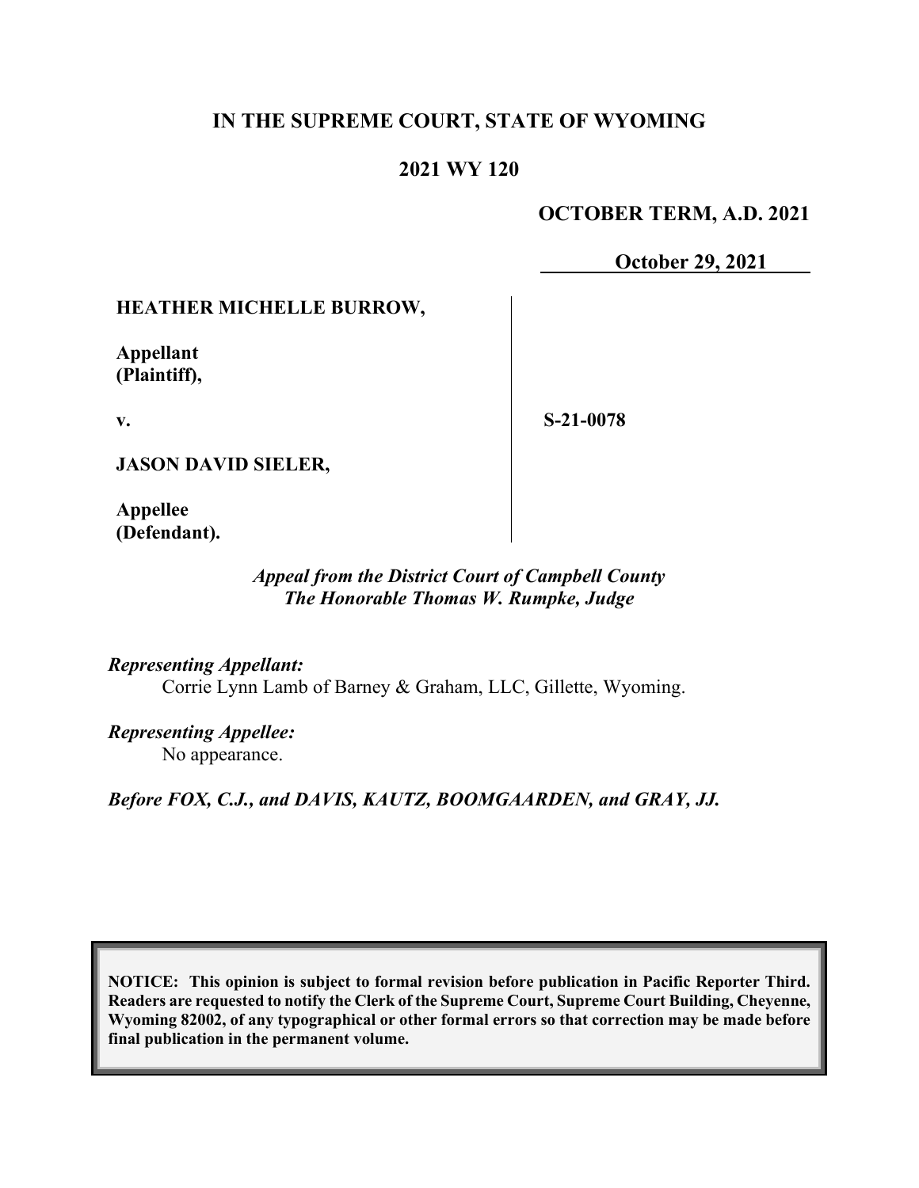**IN THE SUPREME COURT, STATE OF WYOMING**

**2021 WY 120**

**OCTOBER TERM, A.D. 2021**

**October 29, 2021**

| | |
|---|---|
| **HEATHER MICHELLE BURROW,**<br><br>**Appellant (Plaintiff),**<br><br>**v.**<br><br>**JASON DAVID SIELER,**<br><br>**Appellee (Defendant).** | **S-21-0078** |

***Appeal from the District Court of Campbell County***
***The Honorable Thomas W. Rumpke, Judge***

***Representing Appellant:***
Corrie Lynn Lamb of Barney & Graham, LLC, Gillette, Wyoming.

***Representing Appellee:***
No appearance.

***Before FOX, C.J., and DAVIS, KAUTZ, BOOMGAARDEN, and GRAY, JJ.***

**NOTICE: This opinion is subject to formal revision before publication in Pacific Reporter Third. Readers are requested to notify the Clerk of the Supreme Court, Supreme Court Building, Cheyenne, Wyoming 82002, of any typographical or other formal errors so that correction may be made before final publication in the permanent volume.**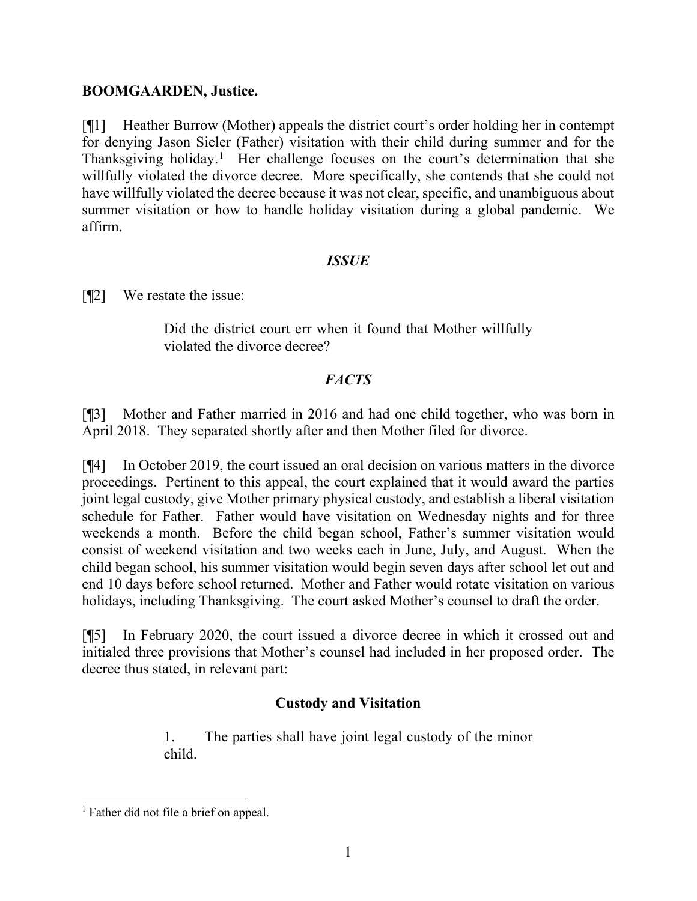**BOOMGAARDEN, Justice.**

[¶1] Heather Burrow (Mother) appeals the district court's order holding her in contempt for denying Jason Sieler (Father) visitation with their child during summer and for the Thanksgiving holiday.[1] Her challenge focuses on the court's determination that she willfully violated the divorce decree. More specifically, she contends that she could not have willfully violated the decree because it was not clear, specific, and unambiguous about summer visitation or how to handle holiday visitation during a global pandemic. We affirm.

## *ISSUE*

[¶2] We restate the issue:

> Did the district court err when it found that Mother willfully violated the divorce decree?

## *FACTS*

[¶3] Mother and Father married in 2016 and had one child together, who was born in April 2018. They separated shortly after and then Mother filed for divorce.

[¶4] In October 2019, the court issued an oral decision on various matters in the divorce proceedings. Pertinent to this appeal, the court explained that it would award the parties joint legal custody, give Mother primary physical custody, and establish a liberal visitation schedule for Father. Father would have visitation on Wednesday nights and for three weekends a month. Before the child began school, Father's summer visitation would consist of weekend visitation and two weeks each in June, July, and August. When the child began school, his summer visitation would begin seven days after school let out and end 10 days before school returned. Mother and Father would rotate visitation on various holidays, including Thanksgiving. The court asked Mother's counsel to draft the order.

[¶5] In February 2020, the court issued a divorce decree in which it crossed out and initialed three provisions that Mother's counsel had included in her proposed order. The decree thus stated, in relevant part:

> **Custody and Visitation**
>
> 1. The parties shall have joint legal custody of the minor child.

---

[1] Father did not file a brief on appeal.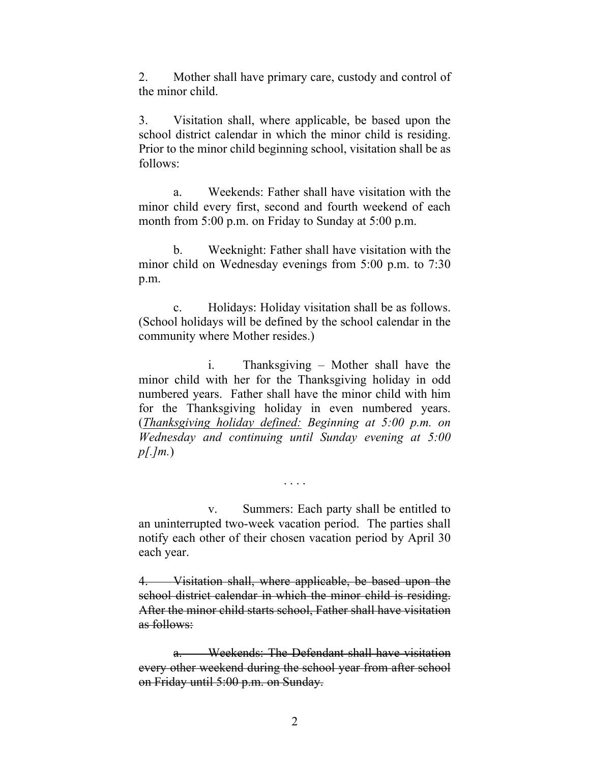2. Mother shall have primary care, custody and control of the minor child.

3. Visitation shall, where applicable, be based upon the school district calendar in which the minor child is residing. Prior to the minor child beginning school, visitation shall be as follows:

a. Weekends: Father shall have visitation with the minor child every first, second and fourth weekend of each month from 5:00 p.m. on Friday to Sunday at 5:00 p.m.

b. Weeknight: Father shall have visitation with the minor child on Wednesday evenings from 5:00 p.m. to 7:30 p.m.

c. Holidays: Holiday visitation shall be as follows. (School holidays will be defined by the school calendar in the community where Mother resides.)

i. Thanksgiving – Mother shall have the minor child with her for the Thanksgiving holiday in odd numbered years. Father shall have the minor child with him for the Thanksgiving holiday in even numbered years. (<u>*Thanksgiving holiday defined:*</u> *Beginning at 5:00 p.m. on Wednesday and continuing until Sunday evening at 5:00 p[.]m.*)

. . . .

v. Summers: Each party shall be entitled to an uninterrupted two-week vacation period. The parties shall notify each other of their chosen vacation period by April 30 each year.

~~4. Visitation shall, where applicable, be based upon the school district calendar in which the minor child is residing. After the minor child starts school, Father shall have visitation as follows:~~

~~a. Weekends: The Defendant shall have visitation every other weekend during the school year from after school on Friday until 5:00 p.m. on Sunday.~~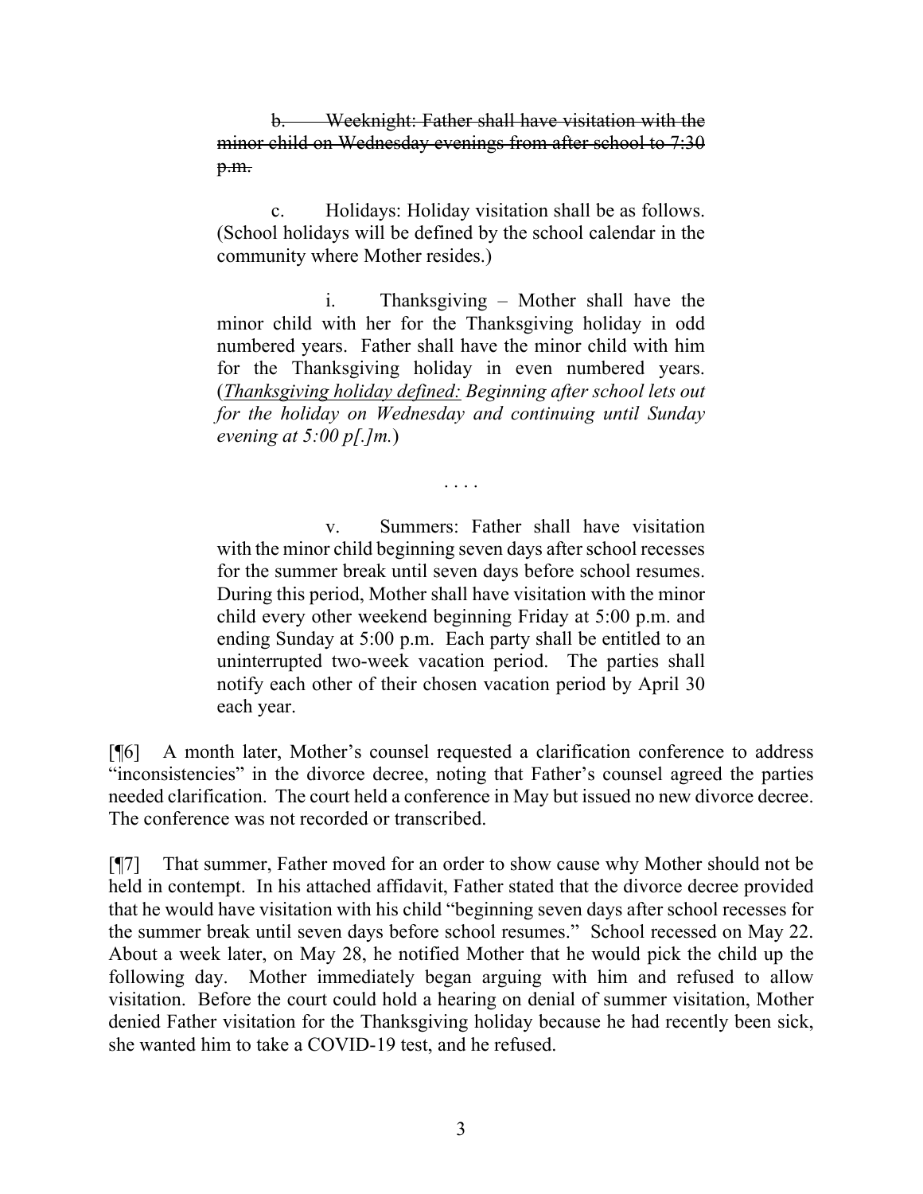~~b. Weeknight: Father shall have visitation with the minor child on Wednesday evenings from after school to 7:30 p.m.~~

c. Holidays: Holiday visitation shall be as follows. (School holidays will be defined by the school calendar in the community where Mother resides.)

i. Thanksgiving – Mother shall have the minor child with her for the Thanksgiving holiday in odd numbered years. Father shall have the minor child with him for the Thanksgiving holiday in even numbered years. (*Thanksgiving holiday defined: Beginning after school lets out for the holiday on Wednesday and continuing until Sunday evening at 5:00 p[.]m.*)

. . . .

v. Summers: Father shall have visitation with the minor child beginning seven days after school recesses for the summer break until seven days before school resumes. During this period, Mother shall have visitation with the minor child every other weekend beginning Friday at 5:00 p.m. and ending Sunday at 5:00 p.m. Each party shall be entitled to an uninterrupted two-week vacation period. The parties shall notify each other of their chosen vacation period by April 30 each year.

[¶6] A month later, Mother's counsel requested a clarification conference to address "inconsistencies" in the divorce decree, noting that Father's counsel agreed the parties needed clarification. The court held a conference in May but issued no new divorce decree. The conference was not recorded or transcribed.

[¶7] That summer, Father moved for an order to show cause why Mother should not be held in contempt. In his attached affidavit, Father stated that the divorce decree provided that he would have visitation with his child "beginning seven days after school recesses for the summer break until seven days before school resumes." School recessed on May 22. About a week later, on May 28, he notified Mother that he would pick the child up the following day. Mother immediately began arguing with him and refused to allow visitation. Before the court could hold a hearing on denial of summer visitation, Mother denied Father visitation for the Thanksgiving holiday because he had recently been sick, she wanted him to take a COVID-19 test, and he refused.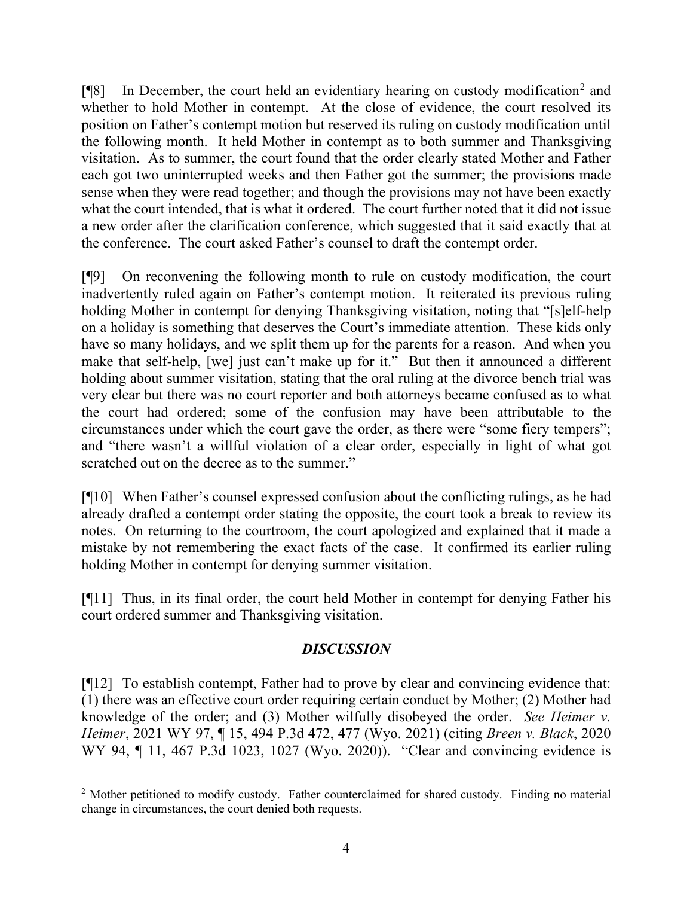[¶8] In December, the court held an evidentiary hearing on custody modification[2] and whether to hold Mother in contempt. At the close of evidence, the court resolved its position on Father's contempt motion but reserved its ruling on custody modification until the following month. It held Mother in contempt as to both summer and Thanksgiving visitation. As to summer, the court found that the order clearly stated Mother and Father each got two uninterrupted weeks and then Father got the summer; the provisions made sense when they were read together; and though the provisions may not have been exactly what the court intended, that is what it ordered. The court further noted that it did not issue a new order after the clarification conference, which suggested that it said exactly that at the conference. The court asked Father's counsel to draft the contempt order.

[¶9] On reconvening the following month to rule on custody modification, the court inadvertently ruled again on Father's contempt motion. It reiterated its previous ruling holding Mother in contempt for denying Thanksgiving visitation, noting that "[s]elf-help on a holiday is something that deserves the Court's immediate attention. These kids only have so many holidays, and we split them up for the parents for a reason. And when you make that self-help, [we] just can't make up for it." But then it announced a different holding about summer visitation, stating that the oral ruling at the divorce bench trial was very clear but there was no court reporter and both attorneys became confused as to what the court had ordered; some of the confusion may have been attributable to the circumstances under which the court gave the order, as there were "some fiery tempers"; and "there wasn't a willful violation of a clear order, especially in light of what got scratched out on the decree as to the summer."

[¶10] When Father's counsel expressed confusion about the conflicting rulings, as he had already drafted a contempt order stating the opposite, the court took a break to review its notes. On returning to the courtroom, the court apologized and explained that it made a mistake by not remembering the exact facts of the case. It confirmed its earlier ruling holding Mother in contempt for denying summer visitation.

[¶11] Thus, in its final order, the court held Mother in contempt for denying Father his court ordered summer and Thanksgiving visitation.

## *DISCUSSION*

[¶12] To establish contempt, Father had to prove by clear and convincing evidence that: (1) there was an effective court order requiring certain conduct by Mother; (2) Mother had knowledge of the order; and (3) Mother wilfully disobeyed the order. *See Heimer v. Heimer*, 2021 WY 97, ¶ 15, 494 P.3d 472, 477 (Wyo. 2021) (citing *Breen v. Black*, 2020 WY 94, ¶ 11, 467 P.3d 1023, 1027 (Wyo. 2020)). "Clear and convincing evidence is

---

[2] Mother petitioned to modify custody. Father counterclaimed for shared custody. Finding no material change in circumstances, the court denied both requests.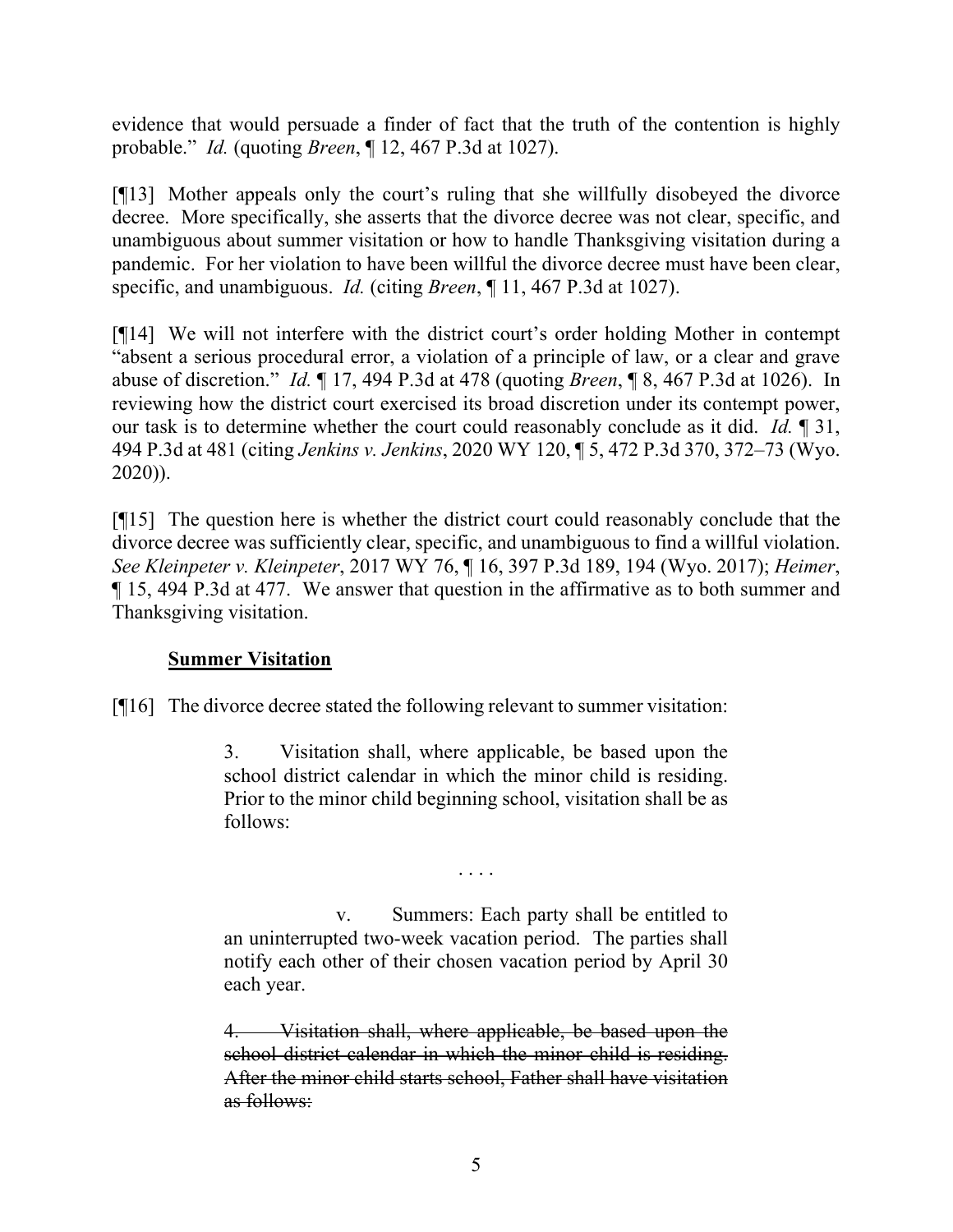evidence that would persuade a finder of fact that the truth of the contention is highly probable." *Id.* (quoting *Breen*, ¶ 12, 467 P.3d at 1027).

[¶13] Mother appeals only the court's ruling that she willfully disobeyed the divorce decree. More specifically, she asserts that the divorce decree was not clear, specific, and unambiguous about summer visitation or how to handle Thanksgiving visitation during a pandemic. For her violation to have been willful the divorce decree must have been clear, specific, and unambiguous. *Id.* (citing *Breen*, ¶ 11, 467 P.3d at 1027).

[¶14] We will not interfere with the district court's order holding Mother in contempt "absent a serious procedural error, a violation of a principle of law, or a clear and grave abuse of discretion." *Id.* ¶ 17, 494 P.3d at 478 (quoting *Breen*, ¶ 8, 467 P.3d at 1026). In reviewing how the district court exercised its broad discretion under its contempt power, our task is to determine whether the court could reasonably conclude as it did. *Id.* ¶ 31, 494 P.3d at 481 (citing *Jenkins v. Jenkins*, 2020 WY 120, ¶ 5, 472 P.3d 370, 372–73 (Wyo. 2020)).

[¶15] The question here is whether the district court could reasonably conclude that the divorce decree was sufficiently clear, specific, and unambiguous to find a willful violation. *See Kleinpeter v. Kleinpeter*, 2017 WY 76, ¶ 16, 397 P.3d 189, 194 (Wyo. 2017); *Heimer*, ¶ 15, 494 P.3d at 477. We answer that question in the affirmative as to both summer and Thanksgiving visitation.

**Summer Visitation**

[¶16] The divorce decree stated the following relevant to summer visitation:

> 3. Visitation shall, where applicable, be based upon the school district calendar in which the minor child is residing. Prior to the minor child beginning school, visitation shall be as follows:
>
> . . . .
>
> v. Summers: Each party shall be entitled to an uninterrupted two-week vacation period. The parties shall notify each other of their chosen vacation period by April 30 each year.
>
> ~~4. Visitation shall, where applicable, be based upon the school district calendar in which the minor child is residing. After the minor child starts school, Father shall have visitation as follows:~~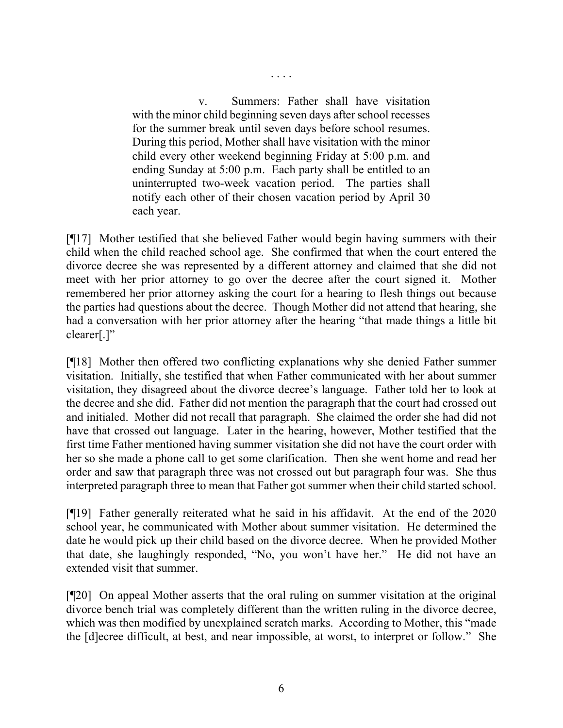. . . .

> v. Summers: Father shall have visitation with the minor child beginning seven days after school recesses for the summer break until seven days before school resumes. During this period, Mother shall have visitation with the minor child every other weekend beginning Friday at 5:00 p.m. and ending Sunday at 5:00 p.m. Each party shall be entitled to an uninterrupted two-week vacation period. The parties shall notify each other of their chosen vacation period by April 30 each year.

[¶17] Mother testified that she believed Father would begin having summers with their child when the child reached school age. She confirmed that when the court entered the divorce decree she was represented by a different attorney and claimed that she did not meet with her prior attorney to go over the decree after the court signed it. Mother remembered her prior attorney asking the court for a hearing to flesh things out because the parties had questions about the decree. Though Mother did not attend that hearing, she had a conversation with her prior attorney after the hearing "that made things a little bit clearer[.]"

[¶18] Mother then offered two conflicting explanations why she denied Father summer visitation. Initially, she testified that when Father communicated with her about summer visitation, they disagreed about the divorce decree's language. Father told her to look at the decree and she did. Father did not mention the paragraph that the court had crossed out and initialed. Mother did not recall that paragraph. She claimed the order she had did not have that crossed out language. Later in the hearing, however, Mother testified that the first time Father mentioned having summer visitation she did not have the court order with her so she made a phone call to get some clarification. Then she went home and read her order and saw that paragraph three was not crossed out but paragraph four was. She thus interpreted paragraph three to mean that Father got summer when their child started school.

[¶19] Father generally reiterated what he said in his affidavit. At the end of the 2020 school year, he communicated with Mother about summer visitation. He determined the date he would pick up their child based on the divorce decree. When he provided Mother that date, she laughingly responded, "No, you won't have her." He did not have an extended visit that summer.

[¶20] On appeal Mother asserts that the oral ruling on summer visitation at the original divorce bench trial was completely different than the written ruling in the divorce decree, which was then modified by unexplained scratch marks. According to Mother, this "made the [d]ecree difficult, at best, and near impossible, at worst, to interpret or follow." She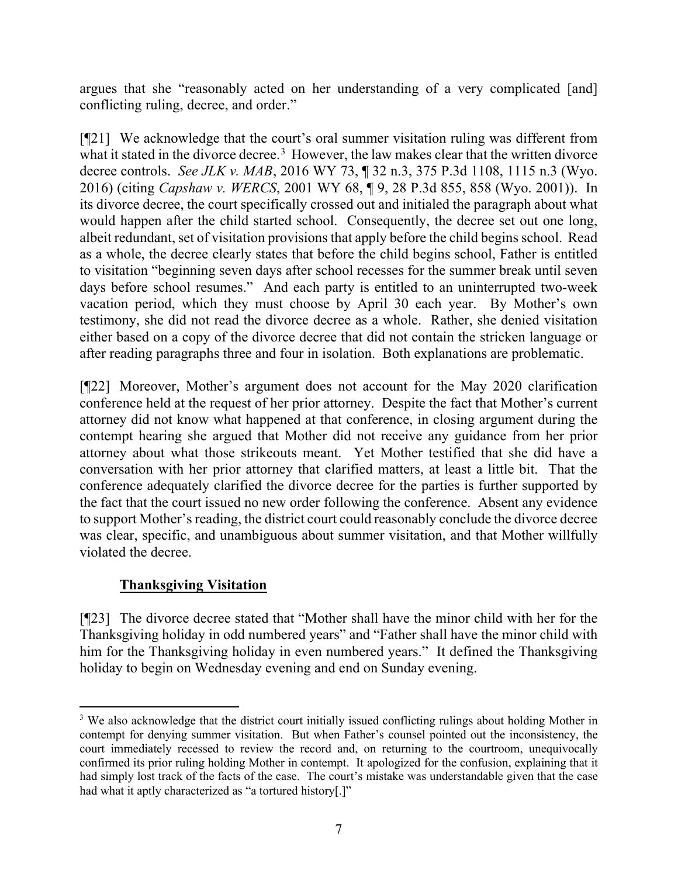argues that she "reasonably acted on her understanding of a very complicated [and] conflicting ruling, decree, and order."

[¶21] We acknowledge that the court's oral summer visitation ruling was different from what it stated in the divorce decree.[3] However, the law makes clear that the written divorce decree controls. *See JLK v. MAB*, 2016 WY 73, ¶ 32 n.3, 375 P.3d 1108, 1115 n.3 (Wyo. 2016) (citing *Capshaw v. WERCS*, 2001 WY 68, ¶ 9, 28 P.3d 855, 858 (Wyo. 2001)). In its divorce decree, the court specifically crossed out and initialed the paragraph about what would happen after the child started school. Consequently, the decree set out one long, albeit redundant, set of visitation provisions that apply before the child begins school. Read as a whole, the decree clearly states that before the child begins school, Father is entitled to visitation "beginning seven days after school recesses for the summer break until seven days before school resumes." And each party is entitled to an uninterrupted two-week vacation period, which they must choose by April 30 each year. By Mother's own testimony, she did not read the divorce decree as a whole. Rather, she denied visitation either based on a copy of the divorce decree that did not contain the stricken language or after reading paragraphs three and four in isolation. Both explanations are problematic.

[¶22] Moreover, Mother's argument does not account for the May 2020 clarification conference held at the request of her prior attorney. Despite the fact that Mother's current attorney did not know what happened at that conference, in closing argument during the contempt hearing she argued that Mother did not receive any guidance from her prior attorney about what those strikeouts meant. Yet Mother testified that she did have a conversation with her prior attorney that clarified matters, at least a little bit. That the conference adequately clarified the divorce decree for the parties is further supported by the fact that the court issued no new order following the conference. Absent any evidence to support Mother's reading, the district court could reasonably conclude the divorce decree was clear, specific, and unambiguous about summer visitation, and that Mother willfully violated the decree.

### Thanksgiving Visitation

[¶23] The divorce decree stated that "Mother shall have the minor child with her for the Thanksgiving holiday in odd numbered years" and "Father shall have the minor child with him for the Thanksgiving holiday in even numbered years." It defined the Thanksgiving holiday to begin on Wednesday evening and end on Sunday evening.

---

[3] We also acknowledge that the district court initially issued conflicting rulings about holding Mother in contempt for denying summer visitation. But when Father's counsel pointed out the inconsistency, the court immediately recessed to review the record and, on returning to the courtroom, unequivocally confirmed its prior ruling holding Mother in contempt. It apologized for the confusion, explaining that it had simply lost track of the facts of the case. The court's mistake was understandable given that the case had what it aptly characterized as "a tortured history[.]"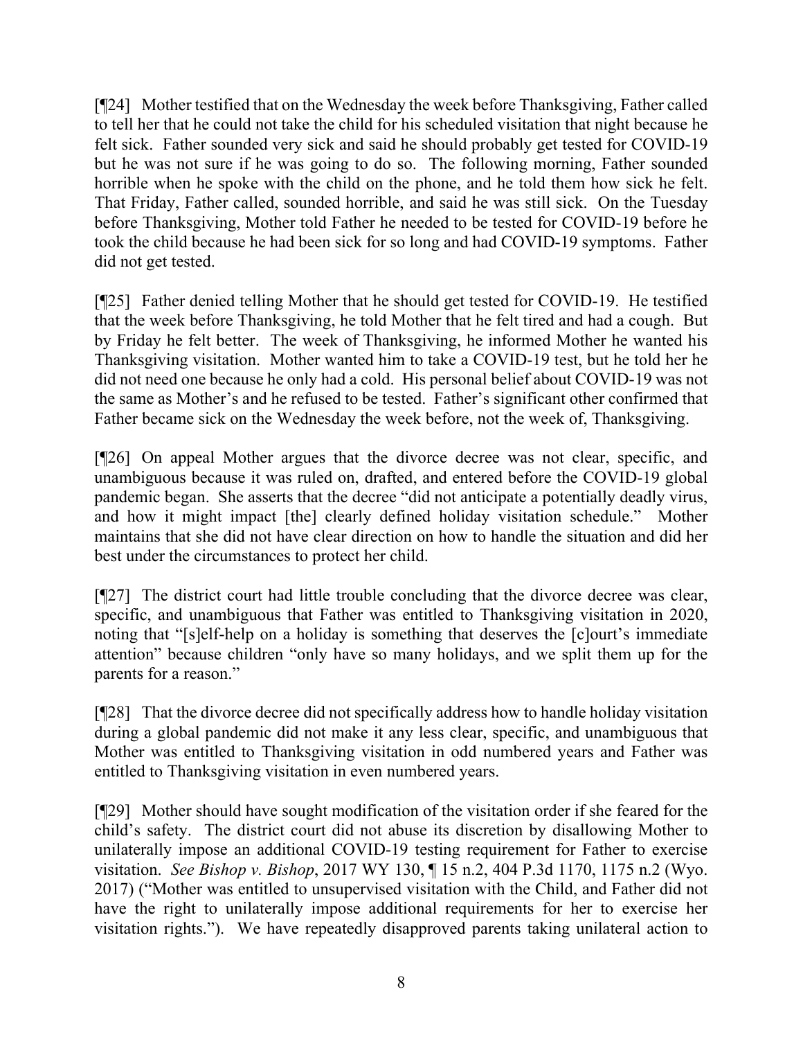[¶24] Mother testified that on the Wednesday the week before Thanksgiving, Father called to tell her that he could not take the child for his scheduled visitation that night because he felt sick. Father sounded very sick and said he should probably get tested for COVID-19 but he was not sure if he was going to do so. The following morning, Father sounded horrible when he spoke with the child on the phone, and he told them how sick he felt. That Friday, Father called, sounded horrible, and said he was still sick. On the Tuesday before Thanksgiving, Mother told Father he needed to be tested for COVID-19 before he took the child because he had been sick for so long and had COVID-19 symptoms. Father did not get tested.

[¶25] Father denied telling Mother that he should get tested for COVID-19. He testified that the week before Thanksgiving, he told Mother that he felt tired and had a cough. But by Friday he felt better. The week of Thanksgiving, he informed Mother he wanted his Thanksgiving visitation. Mother wanted him to take a COVID-19 test, but he told her he did not need one because he only had a cold. His personal belief about COVID-19 was not the same as Mother's and he refused to be tested. Father's significant other confirmed that Father became sick on the Wednesday the week before, not the week of, Thanksgiving.

[¶26] On appeal Mother argues that the divorce decree was not clear, specific, and unambiguous because it was ruled on, drafted, and entered before the COVID-19 global pandemic began. She asserts that the decree "did not anticipate a potentially deadly virus, and how it might impact [the] clearly defined holiday visitation schedule." Mother maintains that she did not have clear direction on how to handle the situation and did her best under the circumstances to protect her child.

[¶27] The district court had little trouble concluding that the divorce decree was clear, specific, and unambiguous that Father was entitled to Thanksgiving visitation in 2020, noting that "[s]elf-help on a holiday is something that deserves the [c]ourt's immediate attention" because children "only have so many holidays, and we split them up for the parents for a reason."

[¶28] That the divorce decree did not specifically address how to handle holiday visitation during a global pandemic did not make it any less clear, specific, and unambiguous that Mother was entitled to Thanksgiving visitation in odd numbered years and Father was entitled to Thanksgiving visitation in even numbered years.

[¶29] Mother should have sought modification of the visitation order if she feared for the child's safety. The district court did not abuse its discretion by disallowing Mother to unilaterally impose an additional COVID-19 testing requirement for Father to exercise visitation. *See Bishop v. Bishop*, 2017 WY 130, ¶ 15 n.2, 404 P.3d 1170, 1175 n.2 (Wyo. 2017) ("Mother was entitled to unsupervised visitation with the Child, and Father did not have the right to unilaterally impose additional requirements for her to exercise her visitation rights."). We have repeatedly disapproved parents taking unilateral action to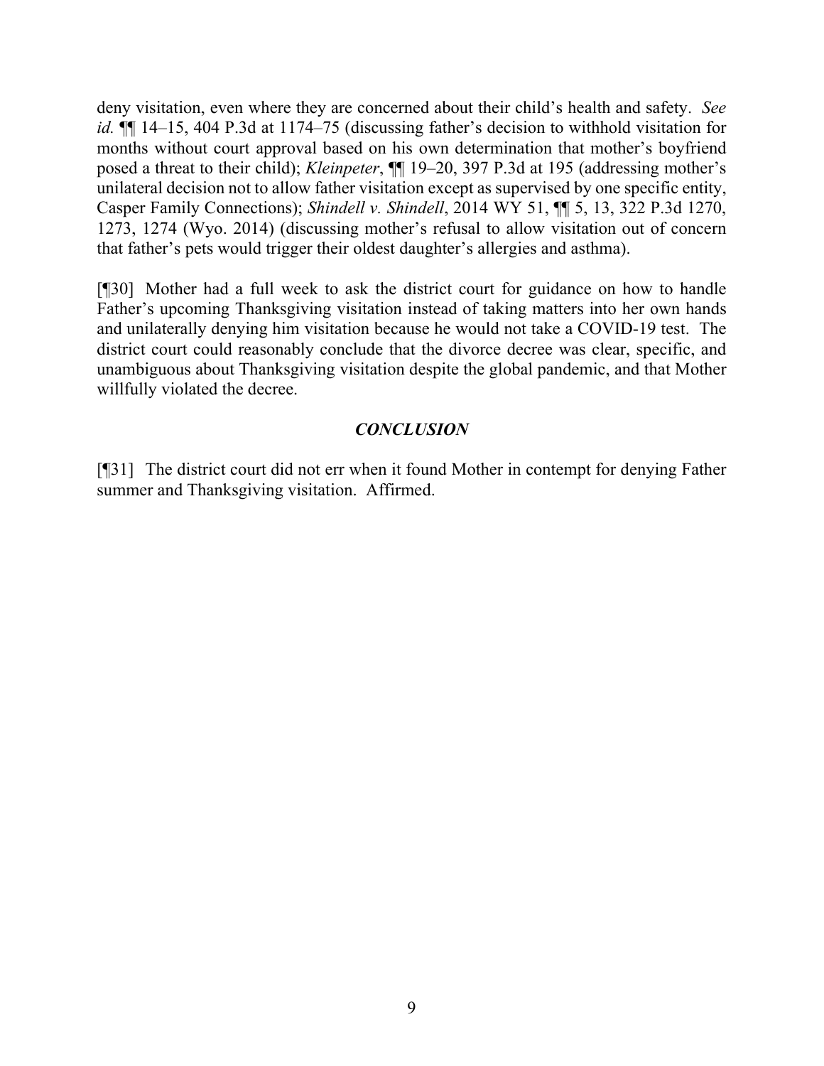deny visitation, even where they are concerned about their child's health and safety. *See id.* ¶¶ 14–15, 404 P.3d at 1174–75 (discussing father's decision to withhold visitation for months without court approval based on his own determination that mother's boyfriend posed a threat to their child); *Kleinpeter*, ¶¶ 19–20, 397 P.3d at 195 (addressing mother's unilateral decision not to allow father visitation except as supervised by one specific entity, Casper Family Connections); *Shindell v. Shindell*, 2014 WY 51, ¶¶ 5, 13, 322 P.3d 1270, 1273, 1274 (Wyo. 2014) (discussing mother's refusal to allow visitation out of concern that father's pets would trigger their oldest daughter's allergies and asthma).

[¶30] Mother had a full week to ask the district court for guidance on how to handle Father's upcoming Thanksgiving visitation instead of taking matters into her own hands and unilaterally denying him visitation because he would not take a COVID-19 test. The district court could reasonably conclude that the divorce decree was clear, specific, and unambiguous about Thanksgiving visitation despite the global pandemic, and that Mother willfully violated the decree.

## ***CONCLUSION***

[¶31] The district court did not err when it found Mother in contempt for denying Father summer and Thanksgiving visitation. Affirmed.